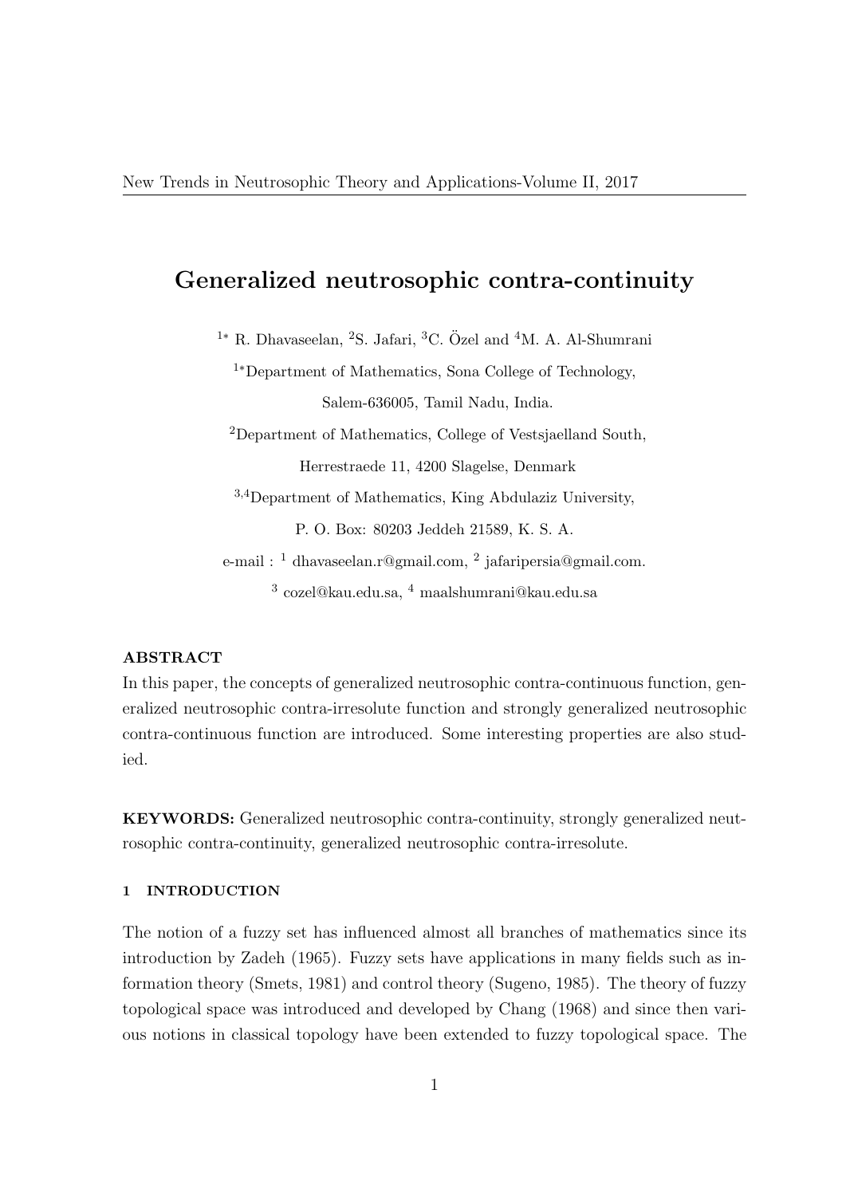# Generalized neutrosophic contra-continuity

[1*] R. Dhavaseelan, [2]S. Jafari, [3]C. Özel and [4]M. A. Al-Shumrani

[1*]Department of Mathematics, Sona College of Technology,

Salem-636005, Tamil Nadu, India.

[2]Department of Mathematics, College of Vestsjaelland South,

Herrestraede 11, 4200 Slagelse, Denmark

[3,4]Department of Mathematics, King Abdulaziz University,

P. O. Box: 80203 Jeddeh 21589, K. S. A.

e-mail : [1] dhavaseelan.r@gmail.com, [2] jafaripersia@gmail.com.

[3] cozel@kau.edu.sa, [4] maalshumrani@kau.edu.sa

**ABSTRACT**

In this paper, the concepts of generalized neutrosophic contra-continuous function, generalized neutrosophic contra-irresolute function and strongly generalized neutrosophic contra-continuous function are introduced. Some interesting properties are also studied.

**KEYWORDS:** Generalized neutrosophic contra-continuity, strongly generalized neutrosophic contra-continuity, generalized neutrosophic contra-irresolute.

## 1 INTRODUCTION

The notion of a fuzzy set has influenced almost all branches of mathematics since its introduction by Zadeh (1965). Fuzzy sets have applications in many fields such as information theory (Smets, 1981) and control theory (Sugeno, 1985). The theory of fuzzy topological space was introduced and developed by Chang (1968) and since then various notions in classical topology have been extended to fuzzy topological space. The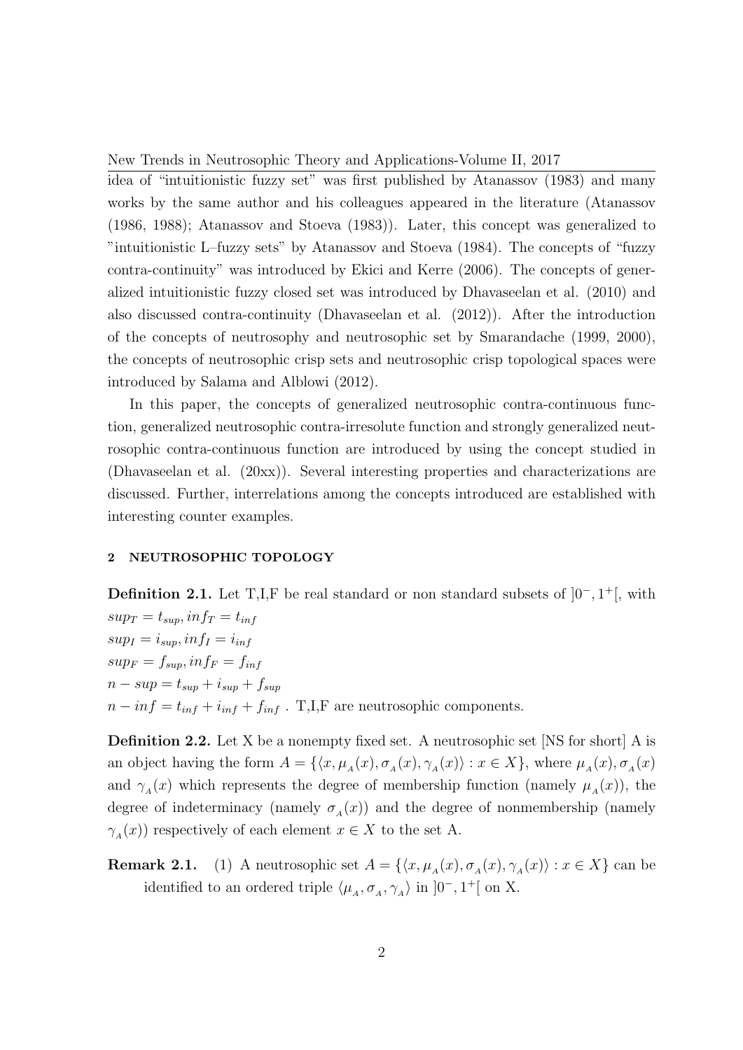idea of "intuitionistic fuzzy set" was first published by Atanassov (1983) and many works by the same author and his colleagues appeared in the literature (Atanassov (1986, 1988); Atanassov and Stoeva (1983)). Later, this concept was generalized to "intuitionistic L–fuzzy sets" by Atanassov and Stoeva (1984). The concepts of "fuzzy contra-continuity" was introduced by Ekici and Kerre (2006). The concepts of generalized intuitionistic fuzzy closed set was introduced by Dhavaseelan et al. (2010) and also discussed contra-continuity (Dhavaseelan et al. (2012)). After the introduction of the concepts of neutrosophy and neutrosophic set by Smarandache (1999, 2000), the concepts of neutrosophic crisp sets and neutrosophic crisp topological spaces were introduced by Salama and Alblowi (2012).

In this paper, the concepts of generalized neutrosophic contra-continuous function, generalized neutrosophic contra-irresolute function and strongly generalized neutrosophic contra-continuous function are introduced by using the concept studied in (Dhavaseelan et al. (20xx)). Several interesting properties and characterizations are discussed. Further, interrelations among the concepts introduced are established with interesting counter examples.

## 2 NEUTROSOPHIC TOPOLOGY

**Definition 2.1.** Let T,I,F be real standard or non standard subsets of $]0^-, 1^+[$, with
$sup_T = t_{sup}, inf_T = t_{inf}$
$sup_I = i_{sup}, inf_I = i_{inf}$
$sup_F = f_{sup}, inf_F = f_{inf}$
$n - sup = t_{sup} + i_{sup} + f_{sup}$
$n - inf = t_{inf} + i_{inf} + f_{inf}$ . T,I,F are neutrosophic components.

**Definition 2.2.** Let X be a nonempty fixed set. A neutrosophic set [NS for short] A is an object having the form $A = \{\langle x, \mu_A(x), \sigma_A(x), \gamma_A(x)\rangle : x \in X\}$, where $\mu_A(x), \sigma_A(x)$ and $\gamma_A(x)$ which represents the degree of membership function (namely $\mu_A(x)$), the degree of indeterminacy (namely $\sigma_A(x)$) and the degree of nonmembership (namely $\gamma_A(x)$) respectively of each element $x \in X$ to the set A.

**Remark 2.1.** (1) A neutrosophic set $A = \{\langle x, \mu_A(x), \sigma_A(x), \gamma_A(x)\rangle : x \in X\}$ can be identified to an ordered triple $\langle \mu_A, \sigma_A, \gamma_A\rangle$ in $]0^-, 1^+[$ on X.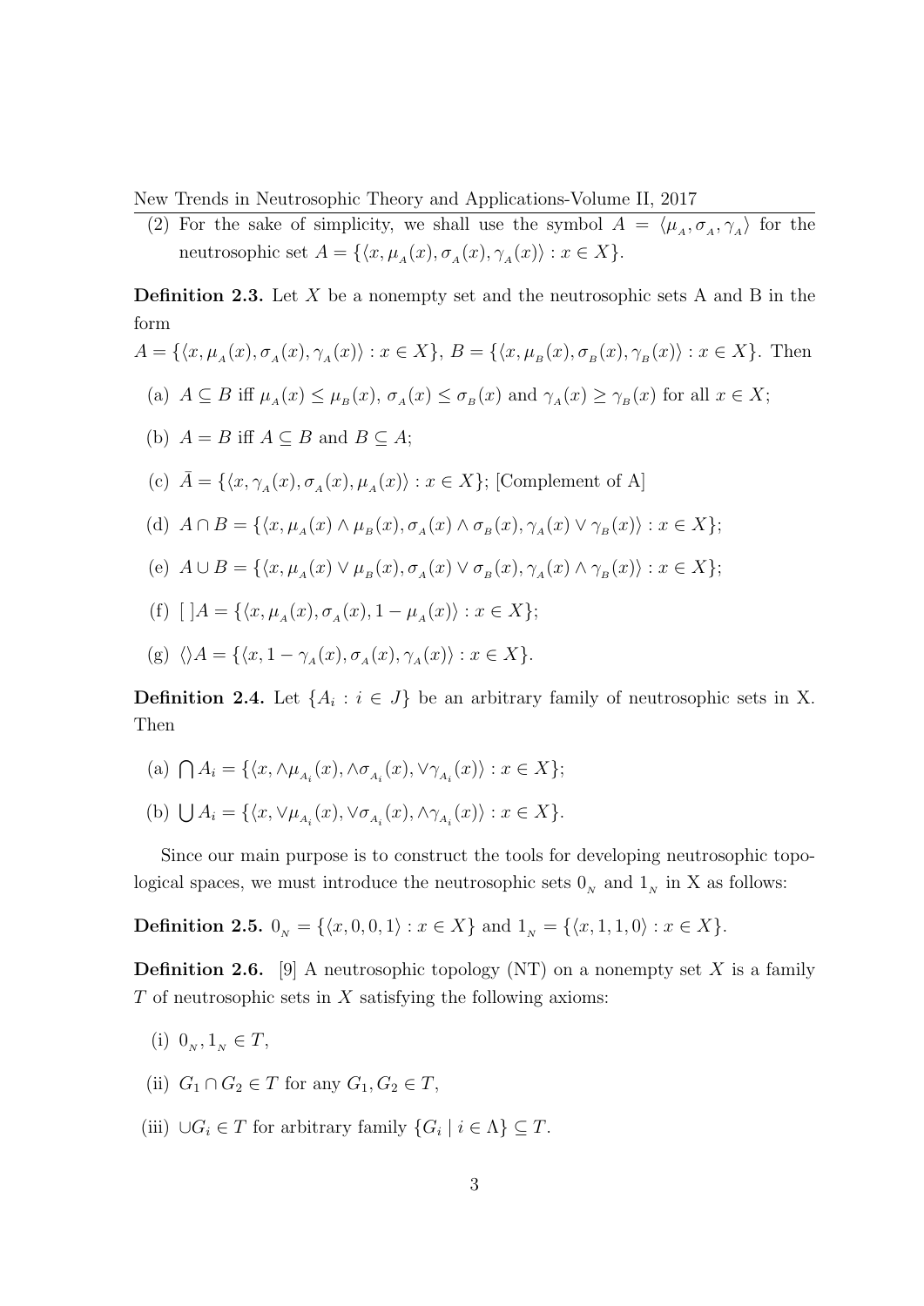(2) For the sake of simplicity, we shall use the symbol $A = \langle \mu_A, \sigma_A, \gamma_A \rangle$ for the neutrosophic set $A = \{\langle x, \mu_A(x), \sigma_A(x), \gamma_A(x)\rangle : x \in X\}$.

**Definition 2.3.** Let $X$ be a nonempty set and the neutrosophic sets A and B in the form

$A = \{\langle x, \mu_A(x), \sigma_A(x), \gamma_A(x)\rangle : x \in X\}$, $B = \{\langle x, \mu_B(x), \sigma_B(x), \gamma_B(x)\rangle : x \in X\}$. Then

(a) $A \subseteq B$ iff $\mu_A(x) \leq \mu_B(x)$, $\sigma_A(x) \leq \sigma_B(x)$ and $\gamma_A(x) \geq \gamma_B(x)$ for all $x \in X$;

(b) $A = B$ iff $A \subseteq B$ and $B \subseteq A$;

(c) $\bar{A} = \{\langle x, \gamma_A(x), \sigma_A(x), \mu_A(x)\rangle : x \in X\}$; [Complement of A]

(d) $A \cap B = \{\langle x, \mu_A(x) \wedge \mu_B(x), \sigma_A(x) \wedge \sigma_B(x), \gamma_A(x) \vee \gamma_B(x)\rangle : x \in X\}$;

(e) $A \cup B = \{\langle x, \mu_A(x) \vee \mu_B(x), \sigma_A(x) \vee \sigma_B(x), \gamma_A(x) \wedge \gamma_B(x)\rangle : x \in X\}$;

(f) $[\,]A = \{\langle x, \mu_A(x), \sigma_A(x), 1 - \mu_A(x)\rangle : x \in X\}$;

(g) $\langle\rangle A = \{\langle x, 1 - \gamma_A(x), \sigma_A(x), \gamma_A(x)\rangle : x \in X\}$.

**Definition 2.4.** Let $\{A_i : i \in J\}$ be an arbitrary family of neutrosophic sets in X. Then

(a) $\bigcap A_i = \{\langle x, \wedge\mu_{A_i}(x), \wedge\sigma_{A_i}(x), \vee\gamma_{A_i}(x)\rangle : x \in X\}$;

(b) $\bigcup A_i = \{\langle x, \vee\mu_{A_i}(x), \vee\sigma_{A_i}(x), \wedge\gamma_{A_i}(x)\rangle : x \in X\}$.

Since our main purpose is to construct the tools for developing neutrosophic topological spaces, we must introduce the neutrosophic sets $0_N$ and $1_N$ in X as follows:

**Definition 2.5.** $0_N = \{\langle x, 0, 0, 1\rangle : x \in X\}$ and $1_N = \{\langle x, 1, 1, 0\rangle : x \in X\}$.

**Definition 2.6.** [9] A neutrosophic topology (NT) on a nonempty set $X$ is a family $T$ of neutrosophic sets in $X$ satisfying the following axioms:

(i) $0_N, 1_N \in T$,

(ii) $G_1 \cap G_2 \in T$ for any $G_1, G_2 \in T$,

(iii) $\cup G_i \in T$ for arbitrary family $\{G_i \mid i \in \Lambda\} \subseteq T$.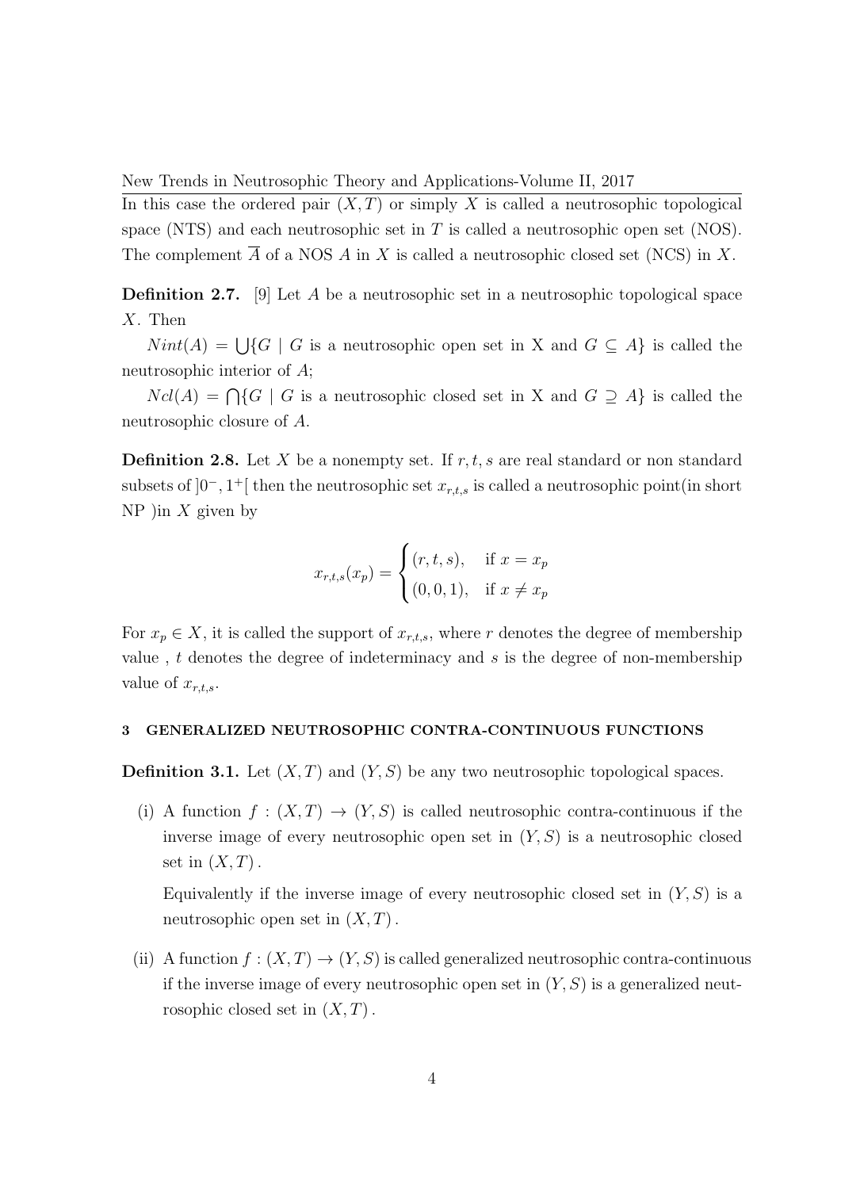In this case the ordered pair $(X, T)$ or simply $X$ is called a neutrosophic topological space (NTS) and each neutrosophic set in $T$ is called a neutrosophic open set (NOS). The complement $\overline{A}$ of a NOS $A$ in $X$ is called a neutrosophic closed set (NCS) in $X$.

**Definition 2.7.** [9] Let $A$ be a neutrosophic set in a neutrosophic topological space $X$. Then

$Nint(A) = \bigcup\{G \mid G$ is a neutrosophic open set in X and $G \subseteq A\}$ is called the neutrosophic interior of $A$;

$Ncl(A) = \bigcap\{G \mid G$ is a neutrosophic closed set in X and $G \supseteq A\}$ is called the neutrosophic closure of $A$.

**Definition 2.8.** Let $X$ be a nonempty set. If $r, t, s$ are real standard or non standard subsets of $]0^-, 1^+[$ then the neutrosophic set $x_{r,t,s}$ is called a neutrosophic point(in short NP )in $X$ given by

$$x_{r,t,s}(x_p) = \begin{cases} (r, t, s), & \text{if } x = x_p \\ (0, 0, 1), & \text{if } x \neq x_p \end{cases}$$

For $x_p \in X$, it is called the support of $x_{r,t,s}$, where $r$ denotes the degree of membership value , $t$ denotes the degree of indeterminacy and $s$ is the degree of non-membership value of $x_{r,t,s}$.

## 3 GENERALIZED NEUTROSOPHIC CONTRA-CONTINUOUS FUNCTIONS

**Definition 3.1.** Let $(X, T)$ and $(Y, S)$ be any two neutrosophic topological spaces.

(i) A function $f : (X, T) \rightarrow (Y, S)$ is called neutrosophic contra-continuous if the inverse image of every neutrosophic open set in $(Y, S)$ is a neutrosophic closed set in $(X, T)$ .

Equivalently if the inverse image of every neutrosophic closed set in $(Y, S)$ is a neutrosophic open set in $(X, T)$ .

(ii) A function $f : (X, T) \rightarrow (Y, S)$ is called generalized neutrosophic contra-continuous if the inverse image of every neutrosophic open set in $(Y, S)$ is a generalized neutrosophic closed set in $(X, T)$ .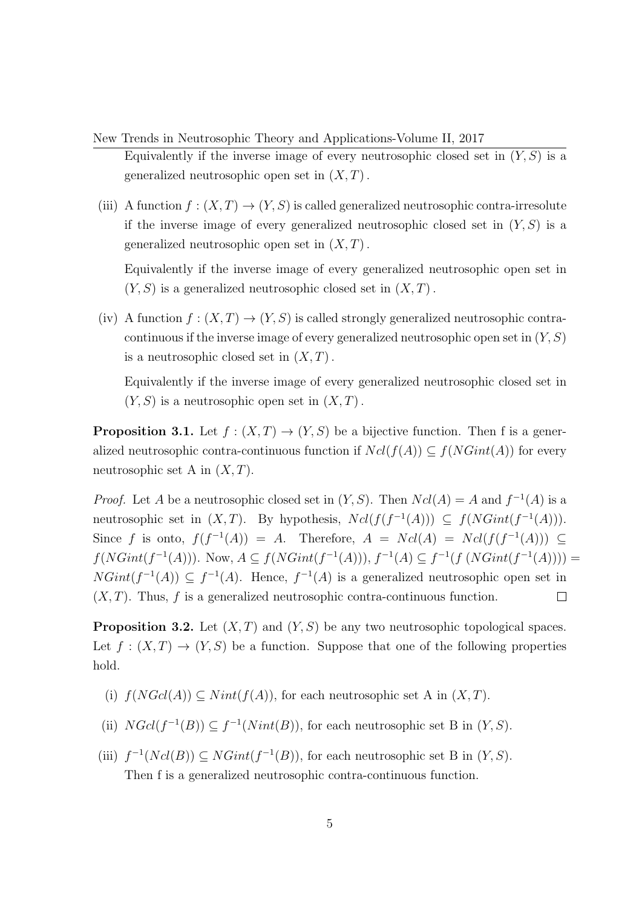Equivalently if the inverse image of every neutrosophic closed set in $(Y,S)$ is a generalized neutrosophic open set in $(X,T)$.

(iii) A function $f:(X,T)\to(Y,S)$ is called generalized neutrosophic contra-irresolute if the inverse image of every generalized neutrosophic closed set in $(Y,S)$ is a generalized neutrosophic open set in $(X,T)$.

Equivalently if the inverse image of every generalized neutrosophic open set in $(Y,S)$ is a generalized neutrosophic closed set in $(X,T)$.

(iv) A function $f:(X,T)\to(Y,S)$ is called strongly generalized neutrosophic contra-continuous if the inverse image of every generalized neutrosophic open set in $(Y,S)$ is a neutrosophic closed set in $(X,T)$.

Equivalently if the inverse image of every generalized neutrosophic closed set in $(Y,S)$ is a neutrosophic open set in $(X,T)$.

**Proposition 3.1.** Let $f:(X,T)\to(Y,S)$ be a bijective function. Then f is a generalized neutrosophic contra-continuous function if $Ncl(f(A))\subseteq f(NGint(A))$ for every neutrosophic set A in $(X,T)$.

*Proof.* Let $A$ be a neutrosophic closed set in $(Y,S)$. Then $Ncl(A)=A$ and $f^{-1}(A)$ is a neutrosophic set in $(X,T)$. By hypothesis, $Ncl(f(f^{-1}(A)))\subseteq f(NGint(f^{-1}(A)))$. Since $f$ is onto, $f(f^{-1}(A))=A$. Therefore, $A=Ncl(A)=Ncl(f(f^{-1}(A)))\subseteq f(NGint(f^{-1}(A)))$. Now, $A\subseteq f(NGint(f^{-1}(A)))$, $f^{-1}(A)\subseteq f^{-1}(f\ (NGint(f^{-1}(A))))=NGint(f^{-1}(A))\subseteq f^{-1}(A)$. Hence, $f^{-1}(A)$ is a generalized neutrosophic open set in $(X,T)$. Thus, $f$ is a generalized neutrosophic contra-continuous function. $\square$

**Proposition 3.2.** Let $(X,T)$ and $(Y,S)$ be any two neutrosophic topological spaces. Let $f:(X,T)\to(Y,S)$ be a function. Suppose that one of the following properties hold.

(i) $f(NGcl(A))\subseteq Nint(f(A))$, for each neutrosophic set A in $(X,T)$.

(ii) $NGcl(f^{-1}(B))\subseteq f^{-1}(Nint(B))$, for each neutrosophic set B in $(Y,S)$.

(iii) $f^{-1}(Ncl(B))\subseteq NGint(f^{-1}(B))$, for each neutrosophic set B in $(Y,S)$.
Then f is a generalized neutrosophic contra-continuous function.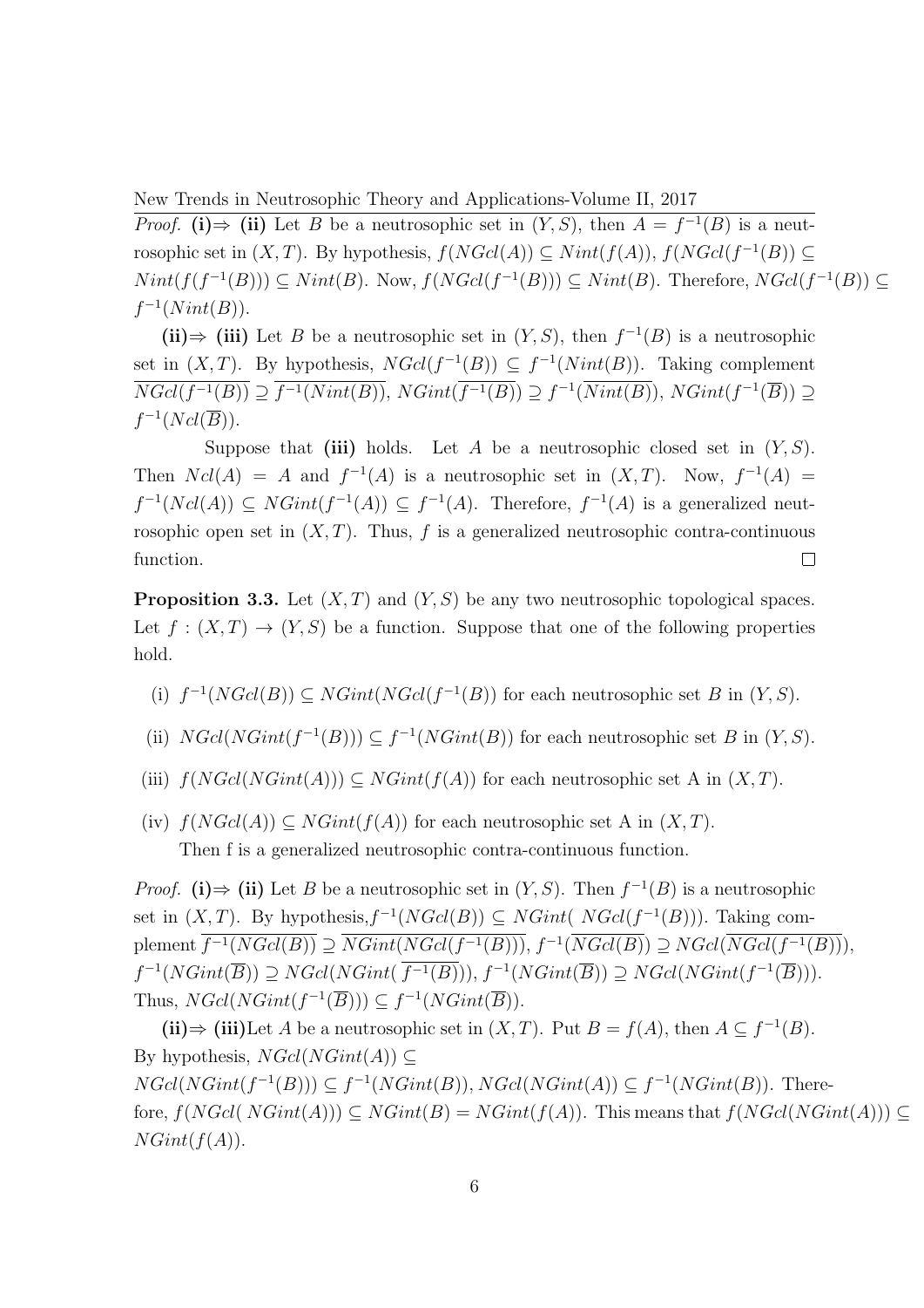*Proof.* **(i)⇒ (ii)** Let $B$ be a neutrosophic set in $(Y, S)$, then $A = f^{-1}(B)$ is a neutrosophic set in $(X, T)$. By hypothesis, $f(NGcl(A)) \subseteq Nint(f(A))$, $f(NGcl(f^{-1}(B)) \subseteq Nint(f(f^{-1}(B))) \subseteq Nint(B)$. Now, $f(NGcl(f^{-1}(B))) \subseteq Nint(B)$. Therefore, $NGcl(f^{-1}(B)) \subseteq f^{-1}(Nint(B))$.

**(ii)⇒ (iii)** Let $B$ be a neutrosophic set in $(Y, S)$, then $f^{-1}(B)$ is a neutrosophic set in $(X, T)$. By hypothesis, $NGcl(f^{-1}(B)) \subseteq f^{-1}(Nint(B))$. Taking complement $\overline{NGcl(f^{-1}(B))} \supseteq \overline{f^{-1}(Nint(B))}$, $NGint(\overline{f^{-1}(B)}) \supseteq f^{-1}(\overline{Nint(B)})$, $NGint(f^{-1}(\overline{B})) \supseteq f^{-1}(Ncl(\overline{B}))$.

Suppose that **(iii)** holds. Let $A$ be a neutrosophic closed set in $(Y, S)$. Then $Ncl(A) = A$ and $f^{-1}(A)$ is a neutrosophic set in $(X, T)$. Now, $f^{-1}(A) = f^{-1}(Ncl(A)) \subseteq NGint(f^{-1}(A)) \subseteq f^{-1}(A)$. Therefore, $f^{-1}(A)$ is a generalized neutrosophic open set in $(X, T)$. Thus, $f$ is a generalized neutrosophic contra-continuous function. □

**Proposition 3.3.** Let $(X, T)$ and $(Y, S)$ be any two neutrosophic topological spaces. Let $f : (X, T) \to (Y, S)$ be a function. Suppose that one of the following properties hold.

(i) $f^{-1}(NGcl(B)) \subseteq NGint(NGcl(f^{-1}(B))$ for each neutrosophic set $B$ in $(Y, S)$.

(ii) $NGcl(NGint(f^{-1}(B))) \subseteq f^{-1}(NGint(B))$ for each neutrosophic set $B$ in $(Y, S)$.

(iii) $f(NGcl(NGint(A))) \subseteq NGint(f(A))$ for each neutrosophic set A in $(X, T)$.

(iv) $f(NGcl(A)) \subseteq NGint(f(A))$ for each neutrosophic set A in $(X, T)$.

Then f is a generalized neutrosophic contra-continuous function.

*Proof.* **(i)⇒ (ii)** Let $B$ be a neutrosophic set in $(Y, S)$. Then $f^{-1}(B)$ is a neutrosophic set in $(X, T)$. By hypothesis, $f^{-1}(NGcl(B)) \subseteq NGint( NGcl(f^{-1}(B)))$. Taking complement $\overline{f^{-1}(NGcl(B))} \supseteq \overline{NGint(NGcl(f^{-1}(B)))}$, $f^{-1}(\overline{NGcl(B)}) \supseteq NGcl(\overline{NGcl(f^{-1}(B))})$, $f^{-1}(NGint(\overline{B}) \supseteq NGcl(NGint( \overline{f^{-1}(B)}))$, $f^{-1}(NGint(\overline{B})) \supseteq NGcl(NGint(f^{-1}(\overline{B})))$. Thus, $NGcl(NGint(f^{-1}(\overline{B}))) \subseteq f^{-1}(NGint(\overline{B}))$.

**(ii)⇒ (iii)**Let $A$ be a neutrosophic set in $(X, T)$. Put $B = f(A)$, then $A \subseteq f^{-1}(B)$. By hypothesis, $NGcl(NGint(A)) \subseteq NGcl(NGint(f^{-1}(B))) \subseteq f^{-1}(NGint(B))$, $NGcl(NGint(A)) \subseteq f^{-1}(NGint(B))$. Therefore, $f(NGcl( NGint(A))) \subseteq NGint(B) = NGint(f(A))$. This means that $f(NGcl(NGint(A))) \subseteq NGint(f(A))$.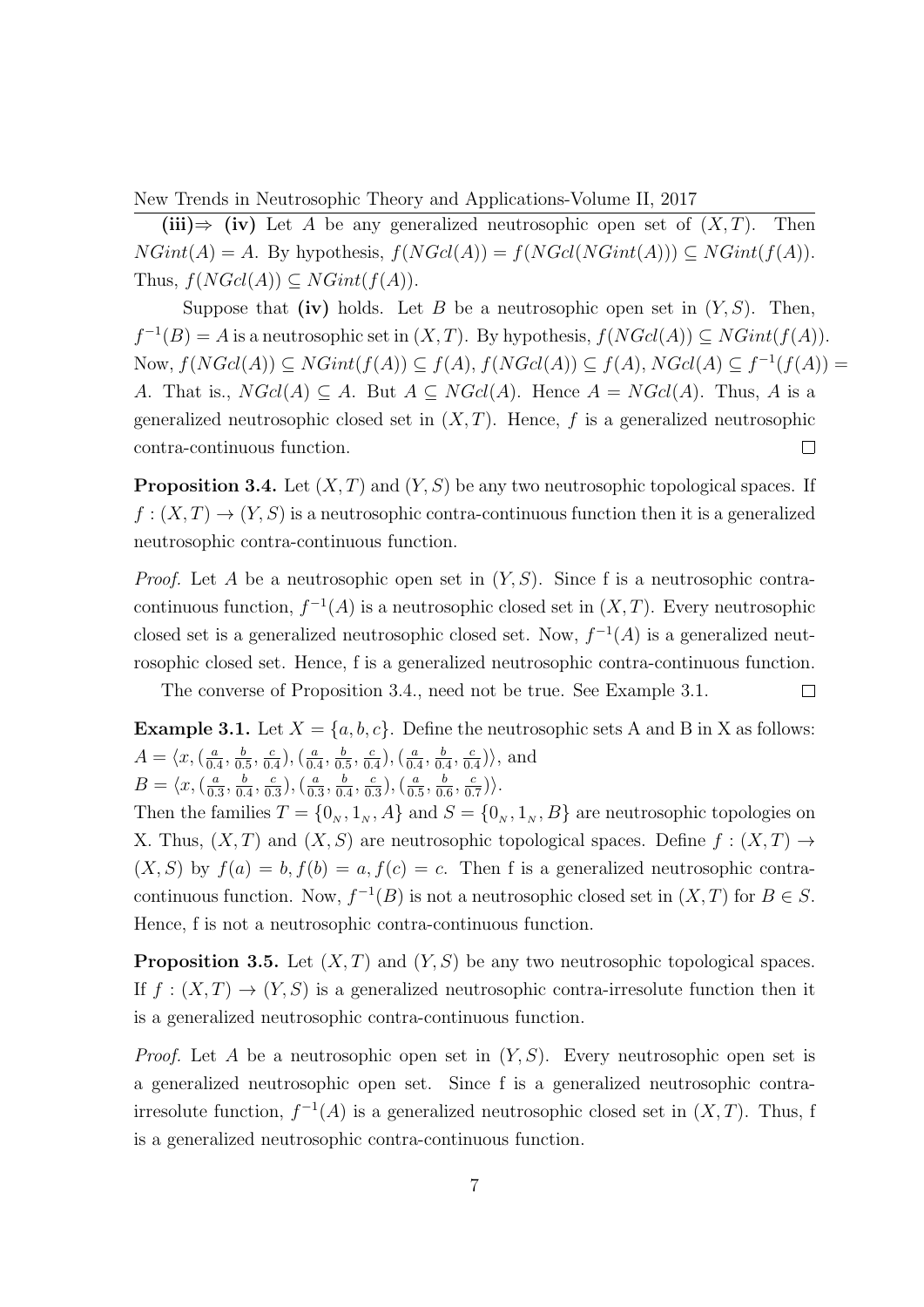**(iii)⇒ (iv)** Let $A$ be any generalized neutrosophic open set of $(X, T)$. Then $NGint(A) = A$. By hypothesis, $f(NGcl(A)) = f(NGcl(NGint(A))) \subseteq NGint(f(A))$. Thus, $f(NGcl(A)) \subseteq NGint(f(A))$.

Suppose that **(iv)** holds. Let $B$ be a neutrosophic open set in $(Y, S)$. Then, $f^{-1}(B) = A$ is a neutrosophic set in $(X, T)$. By hypothesis, $f(NGcl(A)) \subseteq NGint(f(A))$. Now, $f(NGcl(A)) \subseteq NGint(f(A)) \subseteq f(A)$, $f(NGcl(A)) \subseteq f(A)$, $NGcl(A) \subseteq f^{-1}(f(A)) = A$. That is., $NGcl(A) \subseteq A$. But $A \subseteq NGcl(A)$. Hence $A = NGcl(A)$. Thus, $A$ is a generalized neutrosophic closed set in $(X, T)$. Hence, $f$ is a generalized neutrosophic contra-continuous function. □

**Proposition 3.4.** Let $(X, T)$ and $(Y, S)$ be any two neutrosophic topological spaces. If $f : (X, T) \to (Y, S)$ is a neutrosophic contra-continuous function then it is a generalized neutrosophic contra-continuous function.

*Proof.* Let $A$ be a neutrosophic open set in $(Y, S)$. Since f is a neutrosophic contra-continuous function, $f^{-1}(A)$ is a neutrosophic closed set in $(X, T)$. Every neutrosophic closed set is a generalized neutrosophic closed set. Now, $f^{-1}(A)$ is a generalized neutrosophic closed set. Hence, f is a generalized neutrosophic contra-continuous function.

The converse of Proposition 3.4., need not be true. See Example 3.1. □

**Example 3.1.** Let $X = \{a, b, c\}$. Define the neutrosophic sets A and B in X as follows:
$A = \langle x, (\frac{a}{0.4}, \frac{b}{0.5}, \frac{c}{0.4}), (\frac{a}{0.4}, \frac{b}{0.5}, \frac{c}{0.4}), (\frac{a}{0.4}, \frac{b}{0.4}, \frac{c}{0.4})\rangle$, and
$B = \langle x, (\frac{a}{0.3}, \frac{b}{0.4}, \frac{c}{0.3}), (\frac{a}{0.3}, \frac{b}{0.4}, \frac{c}{0.3}), (\frac{a}{0.5}, \frac{b}{0.6}, \frac{c}{0.7})\rangle$.
Then the families $T = \{0_N, 1_N, A\}$ and $S = \{0_N, 1_N, B\}$ are neutrosophic topologies on X. Thus, $(X, T)$ and $(X, S)$ are neutrosophic topological spaces. Define $f : (X, T) \to (X, S)$ by $f(a) = b, f(b) = a, f(c) = c$. Then f is a generalized neutrosophic contra-continuous function. Now, $f^{-1}(B)$ is not a neutrosophic closed set in $(X, T)$ for $B \in S$. Hence, f is not a neutrosophic contra-continuous function.

**Proposition 3.5.** Let $(X, T)$ and $(Y, S)$ be any two neutrosophic topological spaces. If $f : (X, T) \to (Y, S)$ is a generalized neutrosophic contra-irresolute function then it is a generalized neutrosophic contra-continuous function.

*Proof.* Let $A$ be a neutrosophic open set in $(Y, S)$. Every neutrosophic open set is a generalized neutrosophic open set. Since f is a generalized neutrosophic contra-irresolute function, $f^{-1}(A)$ is a generalized neutrosophic closed set in $(X, T)$. Thus, f is a generalized neutrosophic contra-continuous function.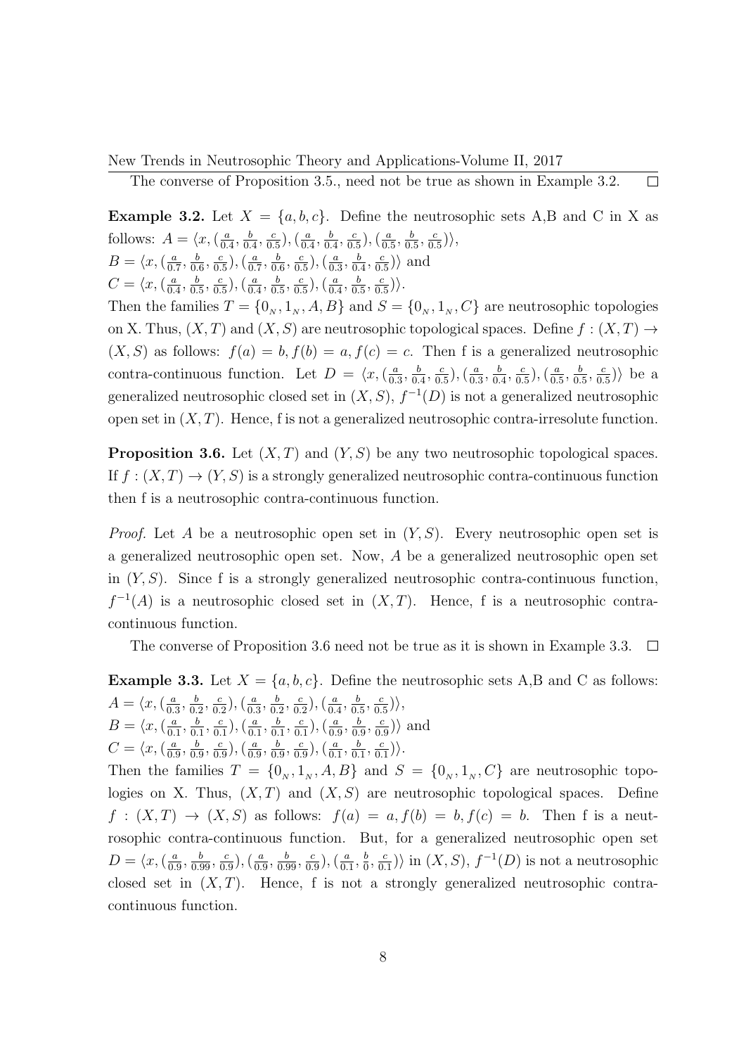The converse of Proposition 3.5., need not be true as shown in Example 3.2. $\square$

**Example 3.2.** Let $X = \{a, b, c\}$. Define the neutrosophic sets A,B and C in X as follows: $A = \langle x, (\frac{a}{0.4}, \frac{b}{0.4}, \frac{c}{0.5}), (\frac{a}{0.4}, \frac{b}{0.4}, \frac{c}{0.5}), (\frac{a}{0.5}, \frac{b}{0.5}, \frac{c}{0.5})\rangle$,
$B = \langle x, (\frac{a}{0.7}, \frac{b}{0.6}, \frac{c}{0.5}), (\frac{a}{0.7}, \frac{b}{0.6}, \frac{c}{0.5}), (\frac{a}{0.3}, \frac{b}{0.4}, \frac{c}{0.5})\rangle$ and
$C = \langle x, (\frac{a}{0.4}, \frac{b}{0.5}, \frac{c}{0.5}), (\frac{a}{0.4}, \frac{b}{0.5}, \frac{c}{0.5}), (\frac{a}{0.4}, \frac{b}{0.5}, \frac{c}{0.5})\rangle$.
Then the families $T = \{0_N, 1_N, A, B\}$ and $S = \{0_N, 1_N, C\}$ are neutrosophic topologies on X. Thus, $(X, T)$ and $(X, S)$ are neutrosophic topological spaces. Define $f : (X, T) \to (X, S)$ as follows: $f(a) = b, f(b) = a, f(c) = c$. Then f is a generalized neutrosophic contra-continuous function. Let $D = \langle x, (\frac{a}{0.3}, \frac{b}{0.4}, \frac{c}{0.5}), (\frac{a}{0.3}, \frac{b}{0.4}, \frac{c}{0.5}), (\frac{a}{0.5}, \frac{b}{0.5}, \frac{c}{0.5})\rangle$ be a generalized neutrosophic closed set in $(X, S)$, $f^{-1}(D)$ is not a generalized neutrosophic open set in $(X, T)$. Hence, f is not a generalized neutrosophic contra-irresolute function.

**Proposition 3.6.** Let $(X, T)$ and $(Y, S)$ be any two neutrosophic topological spaces. If $f : (X, T) \to (Y, S)$ is a strongly generalized neutrosophic contra-continuous function then f is a neutrosophic contra-continuous function.

*Proof.* Let $A$ be a neutrosophic open set in $(Y, S)$. Every neutrosophic open set is a generalized neutrosophic open set. Now, $A$ be a generalized neutrosophic open set in $(Y, S)$. Since f is a strongly generalized neutrosophic contra-continuous function, $f^{-1}(A)$ is a neutrosophic closed set in $(X, T)$. Hence, f is a neutrosophic contra-continuous function.

The converse of Proposition 3.6 need not be true as it is shown in Example 3.3. $\square$

**Example 3.3.** Let $X = \{a, b, c\}$. Define the neutrosophic sets A,B and C as follows:
$A = \langle x, (\frac{a}{0.3}, \frac{b}{0.2}, \frac{c}{0.2}), (\frac{a}{0.3}, \frac{b}{0.2}, \frac{c}{0.2}), (\frac{a}{0.4}, \frac{b}{0.5}, \frac{c}{0.5})\rangle$,
$B = \langle x, (\frac{a}{0.1}, \frac{b}{0.1}, \frac{c}{0.1}), (\frac{a}{0.1}, \frac{b}{0.1}, \frac{c}{0.1}), (\frac{a}{0.9}, \frac{b}{0.9}, \frac{c}{0.9})\rangle$ and
$C = \langle x, (\frac{a}{0.9}, \frac{b}{0.9}, \frac{c}{0.9}), (\frac{a}{0.9}, \frac{b}{0.9}, \frac{c}{0.9}), (\frac{a}{0.1}, \frac{b}{0.1}, \frac{c}{0.1})\rangle$.
Then the families $T = \{0_N, 1_N, A, B\}$ and $S = \{0_N, 1_N, C\}$ are neutrosophic topologies on X. Thus, $(X, T)$ and $(X, S)$ are neutrosophic topological spaces. Define $f : (X, T) \to (X, S)$ as follows: $f(a) = a, f(b) = b, f(c) = b$. Then f is a neutrosophic contra-continuous function. But, for a generalized neutrosophic open set $D = \langle x, (\frac{a}{0.9}, \frac{b}{0.99}, \frac{c}{0.9}), (\frac{a}{0.9}, \frac{b}{0.99}, \frac{c}{0.9}), (\frac{a}{0.1}, \frac{b}{0}, \frac{c}{0.1})\rangle$ in $(X, S)$, $f^{-1}(D)$ is not a neutrosophic closed set in $(X, T)$. Hence, f is not a strongly generalized neutrosophic contra-continuous function.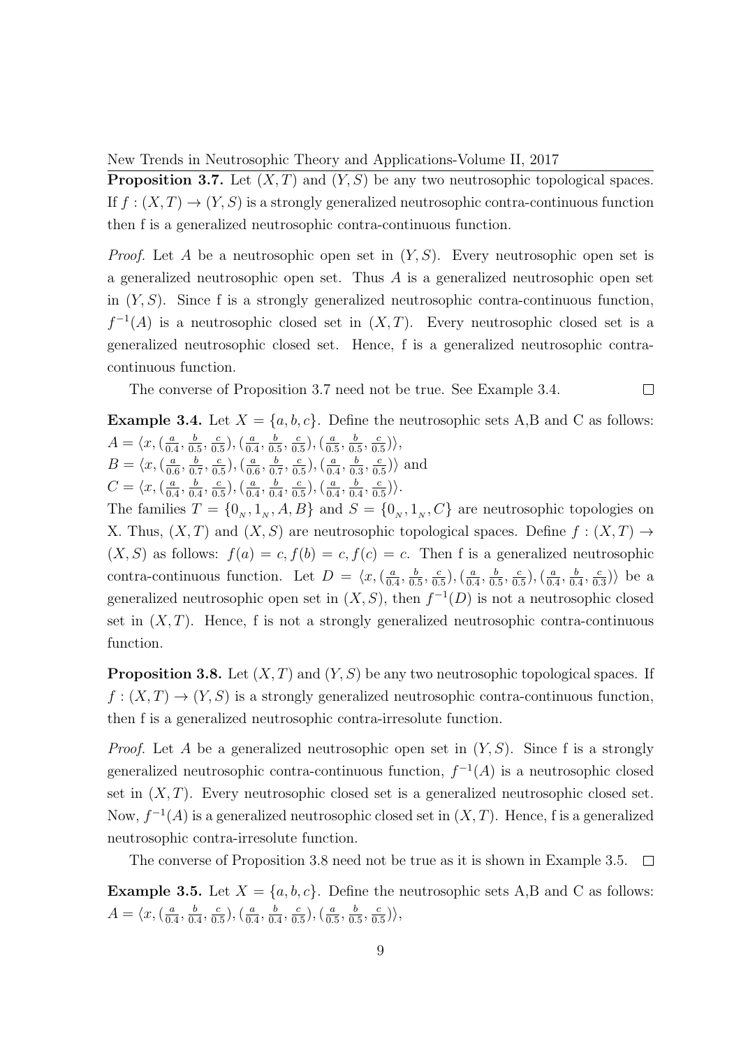**Proposition 3.7.** Let $(X,T)$ and $(Y,S)$ be any two neutrosophic topological spaces. If $f:(X,T)\to(Y,S)$ is a strongly generalized neutrosophic contra-continuous function then f is a generalized neutrosophic contra-continuous function.

*Proof.* Let $A$ be a neutrosophic open set in $(Y,S)$. Every neutrosophic open set is a generalized neutrosophic open set. Thus $A$ is a generalized neutrosophic open set in $(Y,S)$. Since f is a strongly generalized neutrosophic contra-continuous function, $f^{-1}(A)$ is a neutrosophic closed set in $(X,T)$. Every neutrosophic closed set is a generalized neutrosophic closed set. Hence, f is a generalized neutrosophic contra-continuous function.

The converse of Proposition 3.7 need not be true. See Example 3.4. □

**Example 3.4.** Let $X=\{a,b,c\}$. Define the neutrosophic sets A,B and C as follows:
$A=\langle x,(\frac{a}{0.4},\frac{b}{0.5},\frac{c}{0.5}),(\frac{a}{0.4},\frac{b}{0.5},\frac{c}{0.5}),(\frac{a}{0.5},\frac{b}{0.5},\frac{c}{0.5})\rangle$,
$B=\langle x,(\frac{a}{0.6},\frac{b}{0.7},\frac{c}{0.5}),(\frac{a}{0.6},\frac{b}{0.7},\frac{c}{0.5}),(\frac{a}{0.4},\frac{b}{0.3},\frac{c}{0.5})\rangle$ and
$C=\langle x,(\frac{a}{0.4},\frac{b}{0.4},\frac{c}{0.5}),(\frac{a}{0.4},\frac{b}{0.4},\frac{c}{0.5}),(\frac{a}{0.4},\frac{b}{0.4},\frac{c}{0.5})\rangle$.
The families $T=\{0_N,1_N,A,B\}$ and $S=\{0_N,1_N,C\}$ are neutrosophic topologies on X. Thus, $(X,T)$ and $(X,S)$ are neutrosophic topological spaces. Define $f:(X,T)\to(X,S)$ as follows: $f(a)=c, f(b)=c, f(c)=c$. Then f is a generalized neutrosophic contra-continuous function. Let $D=\langle x,(\frac{a}{0.4},\frac{b}{0.5},\frac{c}{0.5}),(\frac{a}{0.4},\frac{b}{0.5},\frac{c}{0.5}),(\frac{a}{0.4},\frac{b}{0.4},\frac{c}{0.3})\rangle$ be a generalized neutrosophic open set in $(X,S)$, then $f^{-1}(D)$ is not a neutrosophic closed set in $(X,T)$. Hence, f is not a strongly generalized neutrosophic contra-continuous function.

**Proposition 3.8.** Let $(X,T)$ and $(Y,S)$ be any two neutrosophic topological spaces. If $f:(X,T)\to(Y,S)$ is a strongly generalized neutrosophic contra-continuous function, then f is a generalized neutrosophic contra-irresolute function.

*Proof.* Let $A$ be a generalized neutrosophic open set in $(Y,S)$. Since f is a strongly generalized neutrosophic contra-continuous function, $f^{-1}(A)$ is a neutrosophic closed set in $(X,T)$. Every neutrosophic closed set is a generalized neutrosophic closed set. Now, $f^{-1}(A)$ is a generalized neutrosophic closed set in $(X,T)$. Hence, f is a generalized neutrosophic contra-irresolute function.

The converse of Proposition 3.8 need not be true as it is shown in Example 3.5. □

**Example 3.5.** Let $X=\{a,b,c\}$. Define the neutrosophic sets A,B and C as follows:
$A=\langle x,(\frac{a}{0.4},\frac{b}{0.4},\frac{c}{0.5}),(\frac{a}{0.4},\frac{b}{0.4},\frac{c}{0.5}),(\frac{a}{0.5},\frac{b}{0.5},\frac{c}{0.5})\rangle$,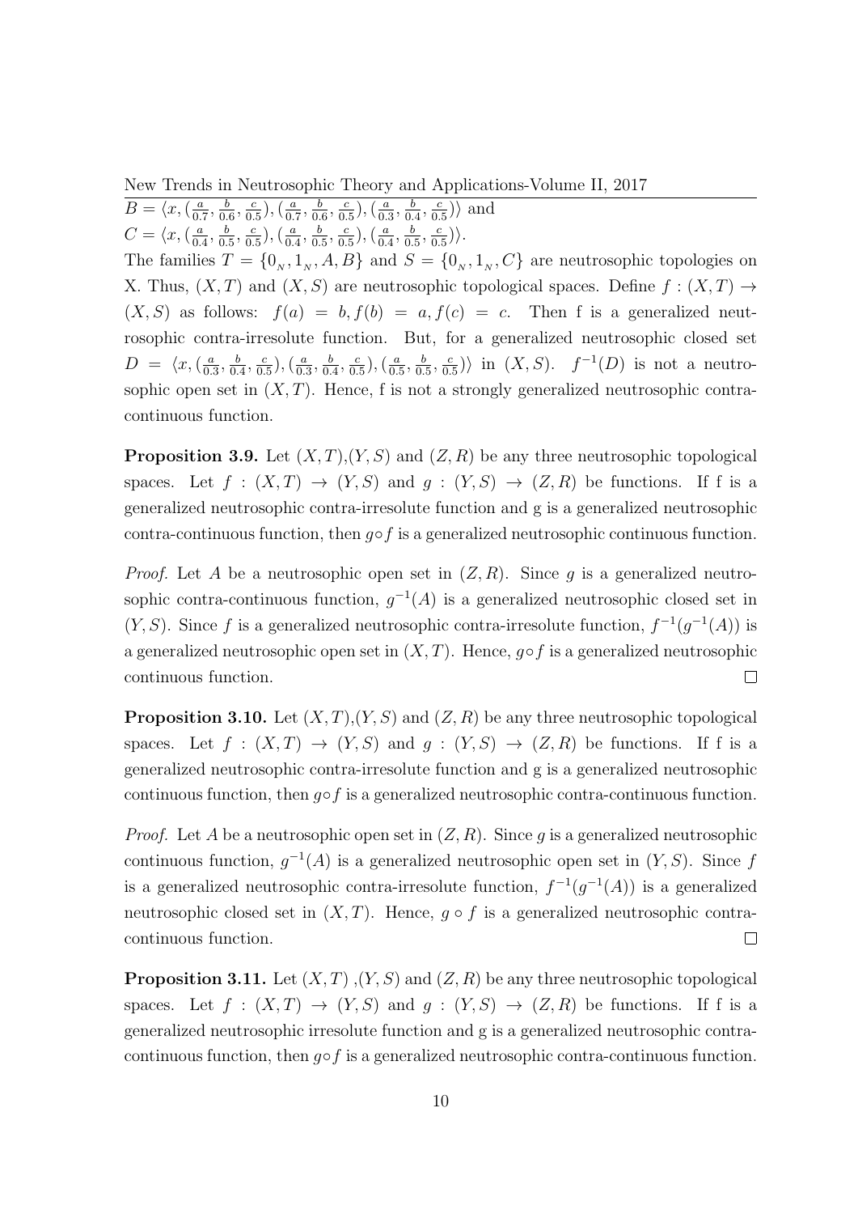$B = \langle x, (\frac{a}{0.7}, \frac{b}{0.6}, \frac{c}{0.5}), (\frac{a}{0.7}, \frac{b}{0.6}, \frac{c}{0.5}), (\frac{a}{0.3}, \frac{b}{0.4}, \frac{c}{0.5}) \rangle$ and
$C = \langle x, (\frac{a}{0.4}, \frac{b}{0.5}, \frac{c}{0.5}), (\frac{a}{0.4}, \frac{b}{0.5}, \frac{c}{0.5}), (\frac{a}{0.4}, \frac{b}{0.5}, \frac{c}{0.5}) \rangle$.
The families $T = \{0_N, 1_N, A, B\}$ and $S = \{0_N, 1_N, C\}$ are neutrosophic topologies on X. Thus, $(X, T)$ and $(X, S)$ are neutrosophic topological spaces. Define $f : (X, T) \rightarrow (X, S)$ as follows: $f(a) = b, f(b) = a, f(c) = c$. Then f is a generalized neutrosophic contra-irresolute function. But, for a generalized neutrosophic closed set $D = \langle x, (\frac{a}{0.3}, \frac{b}{0.4}, \frac{c}{0.5}), (\frac{a}{0.3}, \frac{b}{0.4}, \frac{c}{0.5}), (\frac{a}{0.5}, \frac{b}{0.5}, \frac{c}{0.5}) \rangle$ in $(X, S)$. $f^{-1}(D)$ is not a neutrosophic open set in $(X, T)$. Hence, f is not a strongly generalized neutrosophic contra-continuous function.

**Proposition 3.9.** Let $(X, T)$,$(Y, S)$ and $(Z, R)$ be any three neutrosophic topological spaces. Let $f : (X, T) \rightarrow (Y, S)$ and $g : (Y, S) \rightarrow (Z, R)$ be functions. If f is a generalized neutrosophic contra-irresolute function and g is a generalized neutrosophic contra-continuous function, then $g \circ f$ is a generalized neutrosophic continuous function.

*Proof.* Let $A$ be a neutrosophic open set in $(Z, R)$. Since $g$ is a generalized neutrosophic contra-continuous function, $g^{-1}(A)$ is a generalized neutrosophic closed set in $(Y, S)$. Since $f$ is a generalized neutrosophic contra-irresolute function, $f^{-1}(g^{-1}(A))$ is a generalized neutrosophic open set in $(X, T)$. Hence, $g \circ f$ is a generalized neutrosophic continuous function. □

**Proposition 3.10.** Let $(X, T)$,$(Y, S)$ and $(Z, R)$ be any three neutrosophic topological spaces. Let $f : (X, T) \rightarrow (Y, S)$ and $g : (Y, S) \rightarrow (Z, R)$ be functions. If f is a generalized neutrosophic contra-irresolute function and g is a generalized neutrosophic continuous function, then $g \circ f$ is a generalized neutrosophic contra-continuous function.

*Proof.* Let $A$ be a neutrosophic open set in $(Z, R)$. Since $g$ is a generalized neutrosophic continuous function, $g^{-1}(A)$ is a generalized neutrosophic open set in $(Y, S)$. Since $f$ is a generalized neutrosophic contra-irresolute function, $f^{-1}(g^{-1}(A))$ is a generalized neutrosophic closed set in $(X, T)$. Hence, $g \circ f$ is a generalized neutrosophic contra-continuous function. □

**Proposition 3.11.** Let $(X, T)$ ,$(Y, S)$ and $(Z, R)$ be any three neutrosophic topological spaces. Let $f : (X, T) \rightarrow (Y, S)$ and $g : (Y, S) \rightarrow (Z, R)$ be functions. If f is a generalized neutrosophic irresolute function and g is a generalized neutrosophic contra-continuous function, then $g \circ f$ is a generalized neutrosophic contra-continuous function.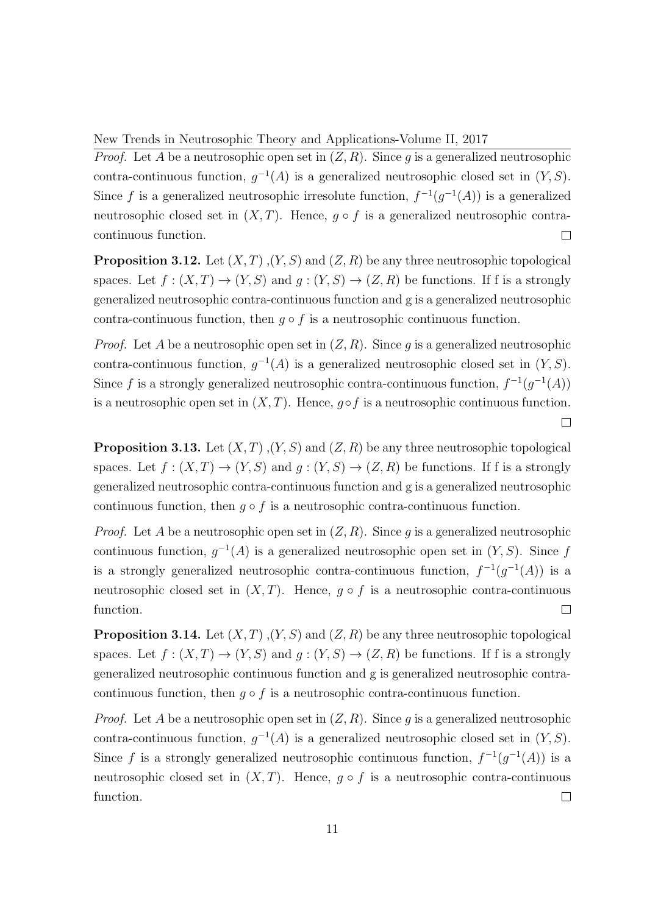*Proof.* Let $A$ be a neutrosophic open set in $(Z, R)$. Since $g$ is a generalized neutrosophic contra-continuous function, $g^{-1}(A)$ is a generalized neutrosophic closed set in $(Y, S)$. Since $f$ is a generalized neutrosophic irresolute function, $f^{-1}(g^{-1}(A))$ is a generalized neutrosophic closed set in $(X, T)$. Hence, $g \circ f$ is a generalized neutrosophic contra-continuous function. □

**Proposition 3.12.** Let $(X, T)$ ,$(Y, S)$ and $(Z, R)$ be any three neutrosophic topological spaces. Let $f : (X, T) \to (Y, S)$ and $g : (Y, S) \to (Z, R)$ be functions. If f is a strongly generalized neutrosophic contra-continuous function and g is a generalized neutrosophic contra-continuous function, then $g \circ f$ is a neutrosophic continuous function.

*Proof.* Let $A$ be a neutrosophic open set in $(Z, R)$. Since $g$ is a generalized neutrosophic contra-continuous function, $g^{-1}(A)$ is a generalized neutrosophic closed set in $(Y, S)$. Since $f$ is a strongly generalized neutrosophic contra-continuous function, $f^{-1}(g^{-1}(A))$ is a neutrosophic open set in $(X, T)$. Hence, $g \circ f$ is a neutrosophic continuous function. □

**Proposition 3.13.** Let $(X, T)$ ,$(Y, S)$ and $(Z, R)$ be any three neutrosophic topological spaces. Let $f : (X, T) \to (Y, S)$ and $g : (Y, S) \to (Z, R)$ be functions. If f is a strongly generalized neutrosophic contra-continuous function and g is a generalized neutrosophic continuous function, then $g \circ f$ is a neutrosophic contra-continuous function.

*Proof.* Let $A$ be a neutrosophic open set in $(Z, R)$. Since $g$ is a generalized neutrosophic continuous function, $g^{-1}(A)$ is a generalized neutrosophic open set in $(Y, S)$. Since $f$ is a strongly generalized neutrosophic contra-continuous function, $f^{-1}(g^{-1}(A))$ is a neutrosophic closed set in $(X, T)$. Hence, $g \circ f$ is a neutrosophic contra-continuous function. □

**Proposition 3.14.** Let $(X, T)$ ,$(Y, S)$ and $(Z, R)$ be any three neutrosophic topological spaces. Let $f : (X, T) \to (Y, S)$ and $g : (Y, S) \to (Z, R)$ be functions. If f is a strongly generalized neutrosophic continuous function and g is generalized neutrosophic contra-continuous function, then $g \circ f$ is a neutrosophic contra-continuous function.

*Proof.* Let $A$ be a neutrosophic open set in $(Z, R)$. Since $g$ is a generalized neutrosophic contra-continuous function, $g^{-1}(A)$ is a generalized neutrosophic closed set in $(Y, S)$. Since $f$ is a strongly generalized neutrosophic continuous function, $f^{-1}(g^{-1}(A))$ is a neutrosophic closed set in $(X, T)$. Hence, $g \circ f$ is a neutrosophic contra-continuous function. □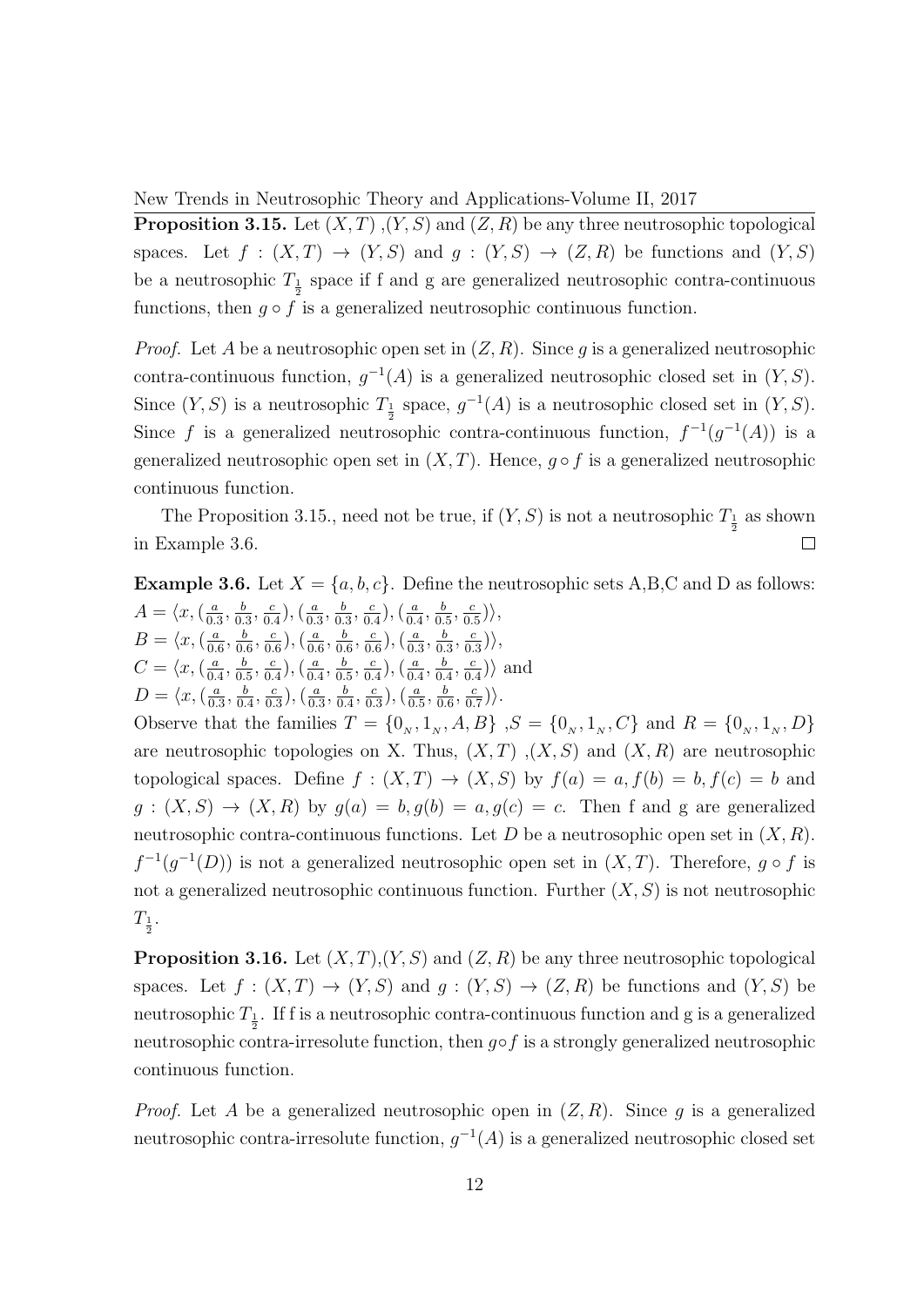**Proposition 3.15.** Let $(X, T)$ ,$(Y, S)$ and $(Z, R)$ be any three neutrosophic topological spaces. Let $f : (X, T) \to (Y, S)$ and $g : (Y, S) \to (Z, R)$ be functions and $(Y, S)$ be a neutrosophic $T_{\frac{1}{2}}$ space if f and g are generalized neutrosophic contra-continuous functions, then $g \circ f$ is a generalized neutrosophic continuous function.

*Proof.* Let $A$ be a neutrosophic open set in $(Z, R)$. Since $g$ is a generalized neutrosophic contra-continuous function, $g^{-1}(A)$ is a generalized neutrosophic closed set in $(Y, S)$. Since $(Y, S)$ is a neutrosophic $T_{\frac{1}{2}}$ space, $g^{-1}(A)$ is a neutrosophic closed set in $(Y, S)$. Since $f$ is a generalized neutrosophic contra-continuous function, $f^{-1}(g^{-1}(A))$ is a generalized neutrosophic open set in $(X, T)$. Hence, $g \circ f$ is a generalized neutrosophic continuous function.

The Proposition 3.15., need not be true, if $(Y, S)$ is not a neutrosophic $T_{\frac{1}{2}}$ as shown in Example 3.6. □

**Example 3.6.** Let $X = \{a, b, c\}$. Define the neutrosophic sets A,B,C and D as follows:
$A = \langle x, (\frac{a}{0.3}, \frac{b}{0.3}, \frac{c}{0.4}), (\frac{a}{0.3}, \frac{b}{0.3}, \frac{c}{0.4}), (\frac{a}{0.4}, \frac{b}{0.5}, \frac{c}{0.5})\rangle$,
$B = \langle x, (\frac{a}{0.6}, \frac{b}{0.6}, \frac{c}{0.6}), (\frac{a}{0.6}, \frac{b}{0.6}, \frac{c}{0.6}), (\frac{a}{0.3}, \frac{b}{0.3}, \frac{c}{0.3})\rangle$,
$C = \langle x, (\frac{a}{0.4}, \frac{b}{0.5}, \frac{c}{0.4}), (\frac{a}{0.4}, \frac{b}{0.5}, \frac{c}{0.4}), (\frac{a}{0.4}, \frac{b}{0.4}, \frac{c}{0.4})\rangle$ and
$D = \langle x, (\frac{a}{0.3}, \frac{b}{0.4}, \frac{c}{0.3}), (\frac{a}{0.3}, \frac{b}{0.4}, \frac{c}{0.3}), (\frac{a}{0.5}, \frac{b}{0.6}, \frac{c}{0.7})\rangle$.
Observe that the families $T = \{0_N, 1_N, A, B\}$ ,$S = \{0_N, 1_N, C\}$ and $R = \{0_N, 1_N, D\}$ are neutrosophic topologies on X. Thus, $(X, T)$ ,$(X, S)$ and $(X, R)$ are neutrosophic topological spaces. Define $f : (X, T) \to (X, S)$ by $f(a) = a, f(b) = b, f(c) = b$ and $g : (X, S) \to (X, R)$ by $g(a) = b, g(b) = a, g(c) = c$. Then f and g are generalized neutrosophic contra-continuous functions. Let $D$ be a neutrosophic open set in $(X, R)$. $f^{-1}(g^{-1}(D))$ is not a generalized neutrosophic open set in $(X, T)$. Therefore, $g \circ f$ is not a generalized neutrosophic continuous function. Further $(X, S)$ is not neutrosophic $T_{\frac{1}{2}}$.

**Proposition 3.16.** Let $(X, T)$,$(Y, S)$ and $(Z, R)$ be any three neutrosophic topological spaces. Let $f : (X, T) \to (Y, S)$ and $g : (Y, S) \to (Z, R)$ be functions and $(Y, S)$ be neutrosophic $T_{\frac{1}{2}}$. If f is a neutrosophic contra-continuous function and g is a generalized neutrosophic contra-irresolute function, then $g \circ f$ is a strongly generalized neutrosophic continuous function.

*Proof.* Let $A$ be a generalized neutrosophic open in $(Z, R)$. Since $g$ is a generalized neutrosophic contra-irresolute function, $g^{-1}(A)$ is a generalized neutrosophic closed set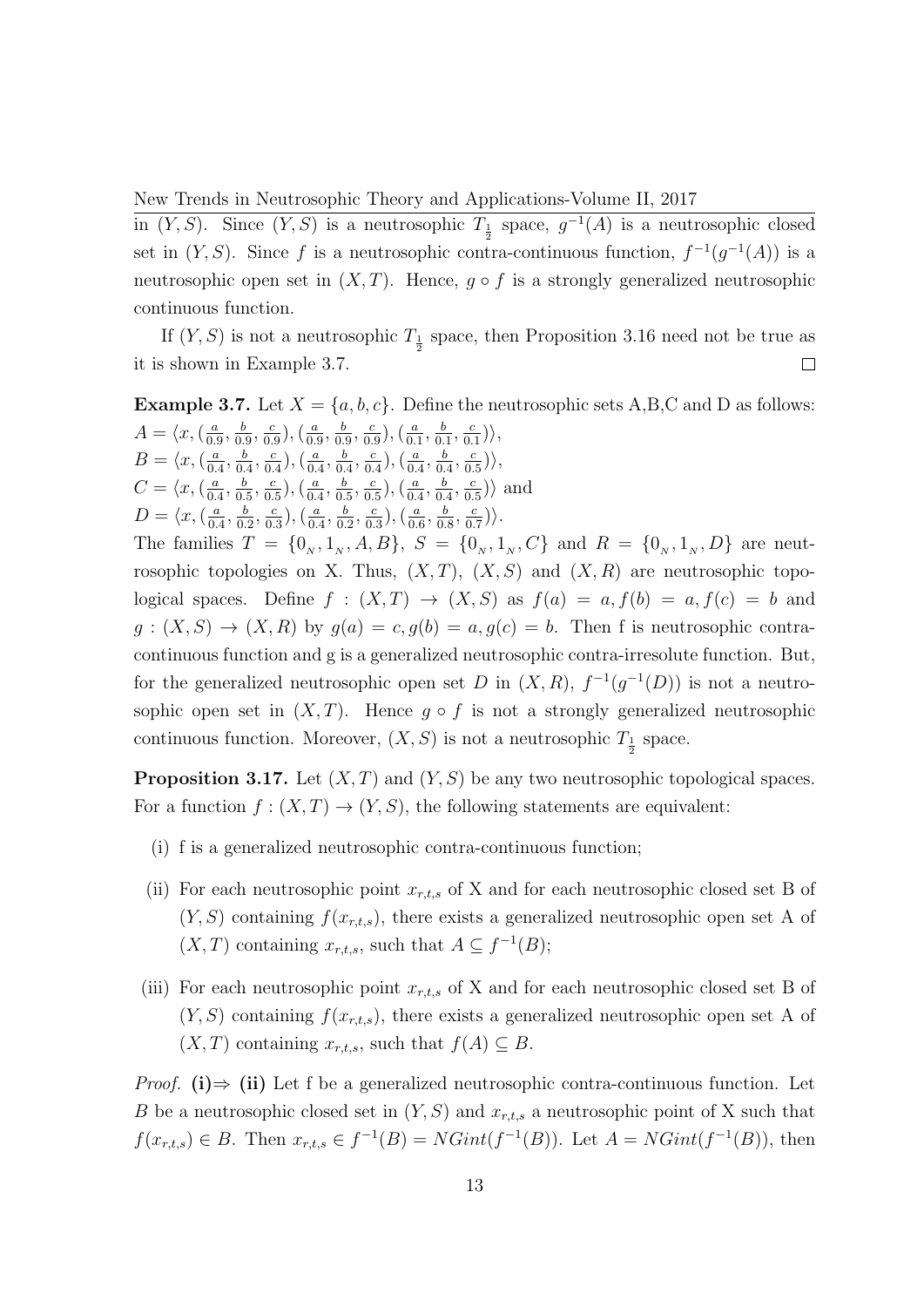in $(Y, S)$. Since $(Y, S)$ is a neutrosophic $T_{\frac{1}{2}}$ space, $g^{-1}(A)$ is a neutrosophic closed set in $(Y, S)$. Since $f$ is a neutrosophic contra-continuous function, $f^{-1}(g^{-1}(A))$ is a neutrosophic open set in $(X, T)$. Hence, $g \circ f$ is a strongly generalized neutrosophic continuous function.

If $(Y, S)$ is not a neutrosophic $T_{\frac{1}{2}}$ space, then Proposition 3.16 need not be true as it is shown in Example 3.7. □

**Example 3.7.** Let $X = \{a, b, c\}$. Define the neutrosophic sets A,B,C and D as follows:
$A = \langle x, (\frac{a}{0.9}, \frac{b}{0.9}, \frac{c}{0.9}), (\frac{a}{0.9}, \frac{b}{0.9}, \frac{c}{0.9}), (\frac{a}{0.1}, \frac{b}{0.1}, \frac{c}{0.1}) \rangle$,
$B = \langle x, (\frac{a}{0.4}, \frac{b}{0.4}, \frac{c}{0.4}), (\frac{a}{0.4}, \frac{b}{0.4}, \frac{c}{0.4}), (\frac{a}{0.4}, \frac{b}{0.4}, \frac{c}{0.5}) \rangle$,
$C = \langle x, (\frac{a}{0.4}, \frac{b}{0.5}, \frac{c}{0.5}), (\frac{a}{0.4}, \frac{b}{0.5}, \frac{c}{0.5}), (\frac{a}{0.4}, \frac{b}{0.4}, \frac{c}{0.5}) \rangle$ and
$D = \langle x, (\frac{a}{0.4}, \frac{b}{0.2}, \frac{c}{0.3}), (\frac{a}{0.4}, \frac{b}{0.2}, \frac{c}{0.3}), (\frac{a}{0.6}, \frac{b}{0.8}, \frac{c}{0.7}) \rangle$.
The families $T = \{0_N, 1_N, A, B\}$, $S = \{0_N, 1_N, C\}$ and $R = \{0_N, 1_N, D\}$ are neutrosophic topologies on X. Thus, $(X, T)$, $(X, S)$ and $(X, R)$ are neutrosophic topological spaces. Define $f : (X, T) \to (X, S)$ as $f(a) = a, f(b) = a, f(c) = b$ and $g : (X, S) \to (X, R)$ by $g(a) = c, g(b) = a, g(c) = b$. Then f is neutrosophic contra-continuous function and g is a generalized neutrosophic contra-irresolute function. But, for the generalized neutrosophic open set $D$ in $(X, R)$, $f^{-1}(g^{-1}(D))$ is not a neutrosophic open set in $(X, T)$. Hence $g \circ f$ is not a strongly generalized neutrosophic continuous function. Moreover, $(X, S)$ is not a neutrosophic $T_{\frac{1}{2}}$ space.

**Proposition 3.17.** Let $(X, T)$ and $(Y, S)$ be any two neutrosophic topological spaces. For a function $f : (X, T) \to (Y, S)$, the following statements are equivalent:

(i) f is a generalized neutrosophic contra-continuous function;

(ii) For each neutrosophic point $x_{r,t,s}$ of X and for each neutrosophic closed set B of $(Y, S)$ containing $f(x_{r,t,s})$, there exists a generalized neutrosophic open set A of $(X, T)$ containing $x_{r,t,s}$, such that $A \subseteq f^{-1}(B)$;

(iii) For each neutrosophic point $x_{r,t,s}$ of X and for each neutrosophic closed set B of $(Y, S)$ containing $f(x_{r,t,s})$, there exists a generalized neutrosophic open set A of $(X, T)$ containing $x_{r,t,s}$, such that $f(A) \subseteq B$.

*Proof.* **(i)⇒ (ii)** Let f be a generalized neutrosophic contra-continuous function. Let $B$ be a neutrosophic closed set in $(Y, S)$ and $x_{r,t,s}$ a neutrosophic point of X such that $f(x_{r,t,s}) \in B$. Then $x_{r,t,s} \in f^{-1}(B) = NGint(f^{-1}(B))$. Let $A = NGint(f^{-1}(B))$, then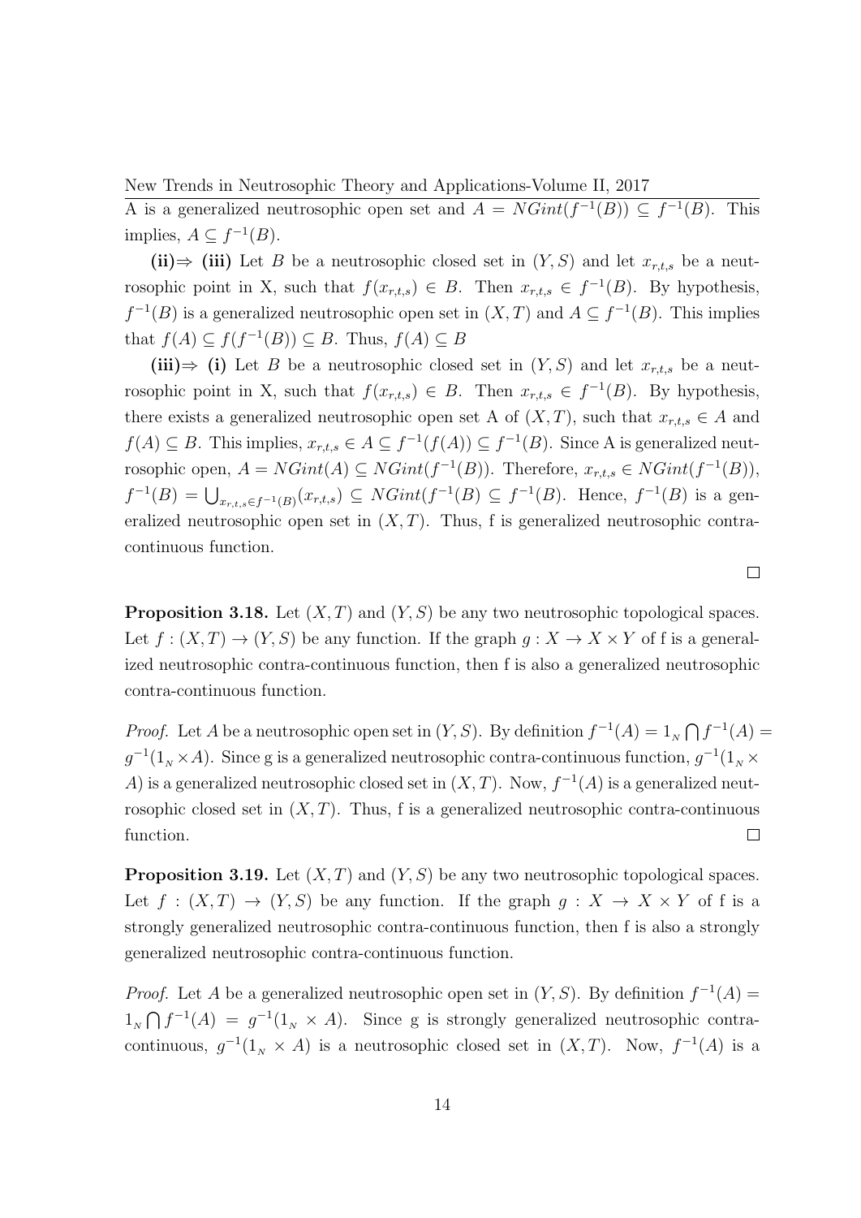A is a generalized neutrosophic open set and $A = NGint(f^{-1}(B)) \subseteq f^{-1}(B)$. This implies, $A \subseteq f^{-1}(B)$.

**(ii)⇒ (iii)** Let $B$ be a neutrosophic closed set in $(Y, S)$ and let $x_{r,t,s}$ be a neutrosophic point in X, such that $f(x_{r,t,s}) \in B$. Then $x_{r,t,s} \in f^{-1}(B)$. By hypothesis, $f^{-1}(B)$ is a generalized neutrosophic open set in $(X, T)$ and $A \subseteq f^{-1}(B)$. This implies that $f(A) \subseteq f(f^{-1}(B)) \subseteq B$. Thus, $f(A) \subseteq B$

**(iii)⇒ (i)** Let $B$ be a neutrosophic closed set in $(Y, S)$ and let $x_{r,t,s}$ be a neutrosophic point in X, such that $f(x_{r,t,s}) \in B$. Then $x_{r,t,s} \in f^{-1}(B)$. By hypothesis, there exists a generalized neutrosophic open set A of $(X, T)$, such that $x_{r,t,s} \in A$ and $f(A) \subseteq B$. This implies, $x_{r,t,s} \in A \subseteq f^{-1}(f(A)) \subseteq f^{-1}(B)$. Since A is generalized neutrosophic open, $A = NGint(A) \subseteq NGint(f^{-1}(B))$. Therefore, $x_{r,t,s} \in NGint(f^{-1}(B))$, $f^{-1}(B) = \bigcup_{x_{r,t,s} \in f^{-1}(B)}(x_{r,t,s}) \subseteq NGint(f^{-1}(B) \subseteq f^{-1}(B)$. Hence, $f^{-1}(B)$ is a generalized neutrosophic open set in $(X, T)$. Thus, f is generalized neutrosophic contra-continuous function. □

**Proposition 3.18.** Let $(X, T)$ and $(Y, S)$ be any two neutrosophic topological spaces. Let $f : (X, T) \to (Y, S)$ be any function. If the graph $g : X \to X \times Y$ of f is a generalized neutrosophic contra-continuous function, then f is also a generalized neutrosophic contra-continuous function.

*Proof.* Let $A$ be a neutrosophic open set in $(Y, S)$. By definition $f^{-1}(A) = 1_N \bigcap f^{-1}(A) = g^{-1}(1_N \times A)$. Since g is a generalized neutrosophic contra-continuous function, $g^{-1}(1_N \times A)$ is a generalized neutrosophic closed set in $(X, T)$. Now, $f^{-1}(A)$ is a generalized neutrosophic closed set in $(X, T)$. Thus, f is a generalized neutrosophic contra-continuous function. □

**Proposition 3.19.** Let $(X, T)$ and $(Y, S)$ be any two neutrosophic topological spaces. Let $f : (X, T) \to (Y, S)$ be any function. If the graph $g : X \to X \times Y$ of f is a strongly generalized neutrosophic contra-continuous function, then f is also a strongly generalized neutrosophic contra-continuous function.

*Proof.* Let $A$ be a generalized neutrosophic open set in $(Y, S)$. By definition $f^{-1}(A) = 1_N \bigcap f^{-1}(A) = g^{-1}(1_N \times A)$. Since g is strongly generalized neutrosophic contra-continuous, $g^{-1}(1_N \times A)$ is a neutrosophic closed set in $(X, T)$. Now, $f^{-1}(A)$ is a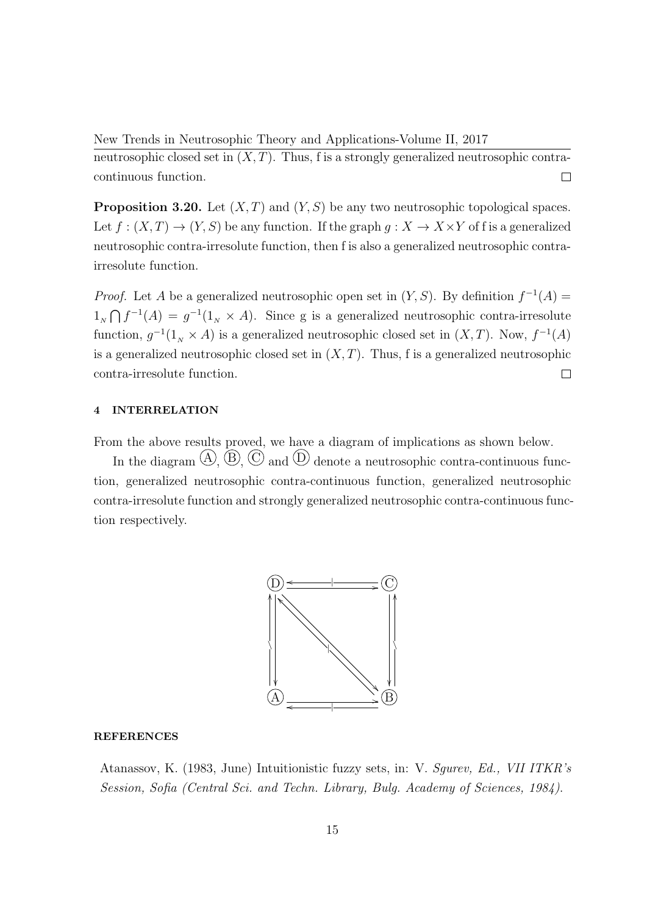neutrosophic closed set in $(X, T)$. Thus, f is a strongly generalized neutrosophic contra-continuous function. □

**Proposition 3.20.** Let $(X, T)$ and $(Y, S)$ be any two neutrosophic topological spaces. Let $f : (X, T) \to (Y, S)$ be any function. If the graph $g : X \to X \times Y$ of f is a generalized neutrosophic contra-irresolute function, then f is also a generalized neutrosophic contra-irresolute function.

*Proof.* Let $A$ be a generalized neutrosophic open set in $(Y, S)$. By definition $f^{-1}(A) = 1_N \bigcap f^{-1}(A) = g^{-1}(1_N \times A)$. Since g is a generalized neutrosophic contra-irresolute function, $g^{-1}(1_N \times A)$ is a generalized neutrosophic closed set in $(X, T)$. Now, $f^{-1}(A)$ is a generalized neutrosophic closed set in $(X, T)$. Thus, f is a generalized neutrosophic contra-irresolute function. □

#### 4 INTERRELATION

From the above results proved, we have a diagram of implications as shown below.

In the diagram Ⓐ, Ⓑ, Ⓒ and Ⓓ denote a neutrosophic contra-continuous function, generalized neutrosophic contra-continuous function, generalized neutrosophic contra-irresolute function and strongly generalized neutrosophic contra-continuous function respectively.

#### REFERENCES

Atanassov, K. (1983, June) Intuitionistic fuzzy sets, in: V. *Sgurev, Ed., VII ITKR's Session, Sofia (Central Sci. and Techn. Library, Bulg. Academy of Sciences, 1984).*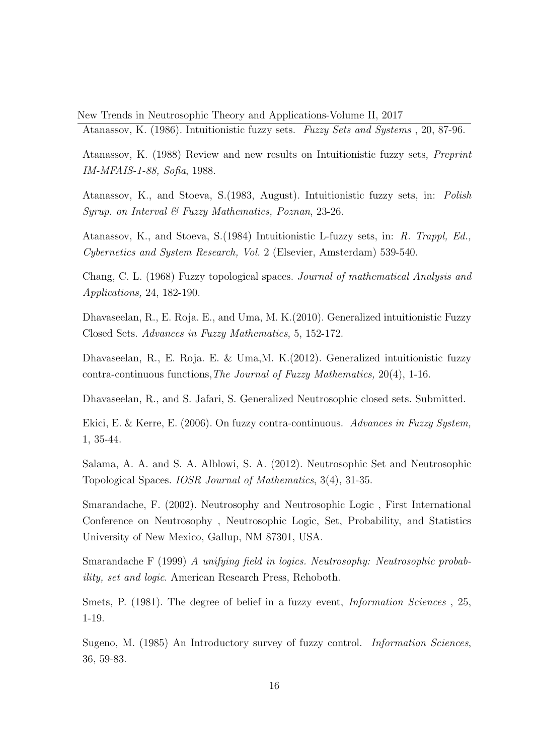Atanassov, K. (1986). Intuitionistic fuzzy sets. *Fuzzy Sets and Systems* , 20, 87-96.

Atanassov, K. (1988) Review and new results on Intuitionistic fuzzy sets, *Preprint IM-MFAIS-1-88, Sofia*, 1988.

Atanassov, K., and Stoeva, S.(1983, August). Intuitionistic fuzzy sets, in: *Polish Syrup. on Interval & Fuzzy Mathematics, Poznan*, 23-26.

Atanassov, K., and Stoeva, S.(1984) Intuitionistic L-fuzzy sets, in: *R. Trappl, Ed., Cybernetics and System Research, Vol.* 2 (Elsevier, Amsterdam) 539-540.

Chang, C. L. (1968) Fuzzy topological spaces. *Journal of mathematical Analysis and Applications,* 24, 182-190.

Dhavaseelan, R., E. Roja. E., and Uma, M. K.(2010). Generalized intuitionistic Fuzzy Closed Sets. *Advances in Fuzzy Mathematics*, 5, 152-172.

Dhavaseelan, R., E. Roja. E. & Uma,M. K.(2012). Generalized intuitionistic fuzzy contra-continuous functions,*The Journal of Fuzzy Mathematics,* 20(4), 1-16.

Dhavaseelan, R., and S. Jafari, S. Generalized Neutrosophic closed sets. Submitted.

Ekici, E. & Kerre, E. (2006). On fuzzy contra-continuous. *Advances in Fuzzy System,* 1, 35-44.

Salama, A. A. and S. A. Alblowi, S. A. (2012). Neutrosophic Set and Neutrosophic Topological Spaces. *IOSR Journal of Mathematics*, 3(4), 31-35.

Smarandache, F. (2002). Neutrosophy and Neutrosophic Logic , First International Conference on Neutrosophy , Neutrosophic Logic, Set, Probability, and Statistics University of New Mexico, Gallup, NM 87301, USA.

Smarandache F (1999) *A unifying field in logics. Neutrosophy: Neutrosophic probability, set and logic*. American Research Press, Rehoboth.

Smets, P. (1981). The degree of belief in a fuzzy event, *Information Sciences* , 25, 1-19.

Sugeno, M. (1985) An Introductory survey of fuzzy control. *Information Sciences*, 36, 59-83.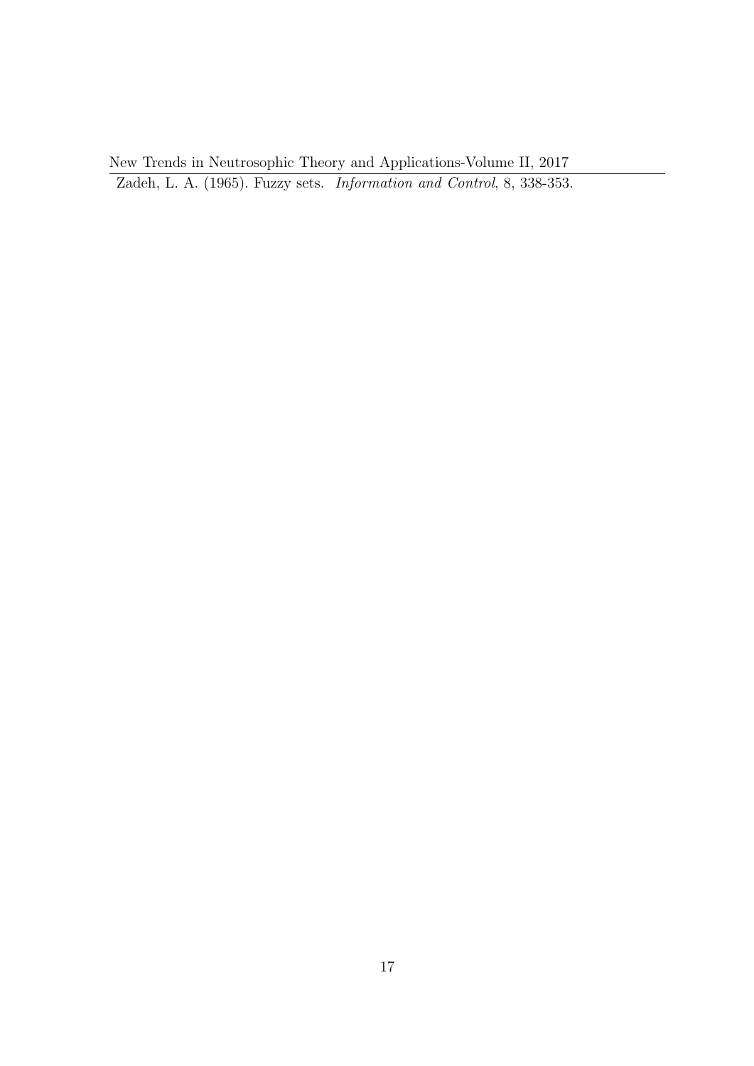Zadeh, L. A. (1965). Fuzzy sets. *Information and Control*, 8, 338-353.